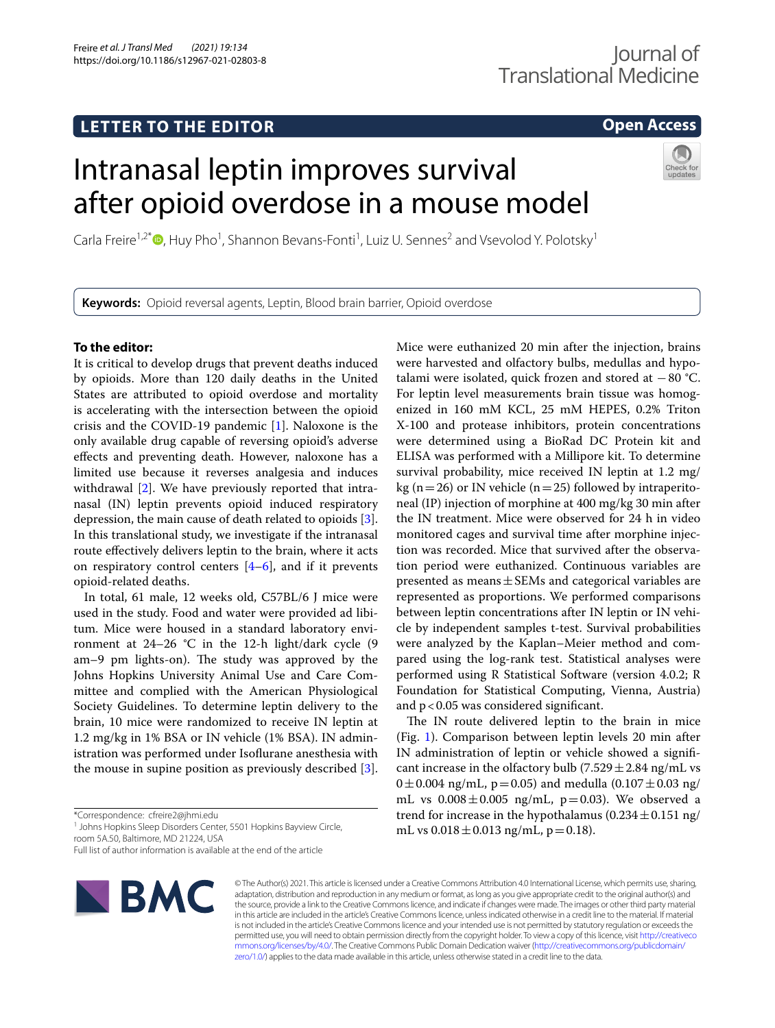LETTER TO THE EDITOR

Open Access

# Intranasal leptin improves survival after opioid overdose in a mouse model

Carla Freire[1,2*], Huy Pho[1], Shannon Bevans-Fonti[1], Luiz U. Sennes[2] and Vsevolod Y. Polotsky[1]

**Keywords:** Opioid reversal agents, Leptin, Blood brain barrier, Opioid overdose

## To the editor:

It is critical to develop drugs that prevent deaths induced by opioids. More than 120 daily deaths in the United States are attributed to opioid overdose and mortality is accelerating with the intersection between the opioid crisis and the COVID-19 pandemic [1]. Naloxone is the only available drug capable of reversing opioid's adverse effects and preventing death. However, naloxone has a limited use because it reverses analgesia and induces withdrawal [2]. We have previously reported that intranasal (IN) leptin prevents opioid induced respiratory depression, the main cause of death related to opioids [3]. In this translational study, we investigate if the intranasal route effectively delivers leptin to the brain, where it acts on respiratory control centers [4–6], and if it prevents opioid-related deaths.

In total, 61 male, 12 weeks old, C57BL/6 J mice were used in the study. Food and water were provided ad libitum. Mice were housed in a standard laboratory environment at 24–26 °C in the 12-h light/dark cycle (9 am–9 pm lights-on). The study was approved by the Johns Hopkins University Animal Use and Care Committee and complied with the American Physiological Society Guidelines. To determine leptin delivery to the brain, 10 mice were randomized to receive IN leptin at 1.2 mg/kg in 1% BSA or IN vehicle (1% BSA). IN administration was performed under Isoflurane anesthesia with the mouse in supine position as previously described [3]. Mice were euthanized 20 min after the injection, brains were harvested and olfactory bulbs, medullas and hypotalami were isolated, quick frozen and stored at −80 °C. For leptin level measurements brain tissue was homogenized in 160 mM KCL, 25 mM HEPES, 0.2% Triton X-100 and protease inhibitors, protein concentrations were determined using a BioRad DC Protein kit and ELISA was performed with a Millipore kit. To determine survival probability, mice received IN leptin at 1.2 mg/kg ($n = 26$) or IN vehicle ($n = 25$) followed by intraperitoneal (IP) injection of morphine at 400 mg/kg 30 min after the IN treatment. Mice were observed for 24 h in video monitored cages and survival time after morphine injection was recorded. Mice that survived after the observation period were euthanized. Continuous variables are presented as means ± SEMs and categorical variables are represented as proportions. We performed comparisons between leptin concentrations after IN leptin or IN vehicle by independent samples t-test. Survival probabilities were analyzed by the Kaplan–Meier method and compared using the log-rank test. Statistical analyses were performed using R Statistical Software (version 4.0.2; R Foundation for Statistical Computing, Vienna, Austria) and $p < 0.05$ was considered significant.

The IN route delivered leptin to the brain in mice (Fig. 1). Comparison between leptin levels 20 min after IN administration of leptin or vehicle showed a significant increase in the olfactory bulb (7.529 ± 2.84 ng/mL vs 0 ± 0.004 ng/mL, $p = 0.05$) and medulla (0.107 ± 0.03 ng/mL vs 0.008 ± 0.005 ng/mL, $p = 0.03$). We observed a trend for increase in the hypothalamus (0.234 ± 0.151 ng/mL vs 0.018 ± 0.013 ng/mL, $p = 0.18$).

*Correspondence: cfreire2@jhmi.edu
[1] Johns Hopkins Sleep Disorders Center, 5501 Hopkins Bayview Circle, room 5A.50, Baltimore, MD 21224, USA
Full list of author information is available at the end of the article

© The Author(s) 2021. This article is licensed under a Creative Commons Attribution 4.0 International License, which permits use, sharing, adaptation, distribution and reproduction in any medium or format, as long as you give appropriate credit to the original author(s) and the source, provide a link to the Creative Commons licence, and indicate if changes were made. The images or other third party material in this article are included in the article's Creative Commons licence, unless indicated otherwise in a credit line to the material. If material is not included in the article's Creative Commons licence and your intended use is not permitted by statutory regulation or exceeds the permitted use, you will need to obtain permission directly from the copyright holder. To view a copy of this licence, visit http://creativecommons.org/licenses/by/4.0/. The Creative Commons Public Domain Dedication waiver (http://creativecommons.org/publicdomain/zero/1.0/) applies to the data made available in this article, unless otherwise stated in a credit line to the data.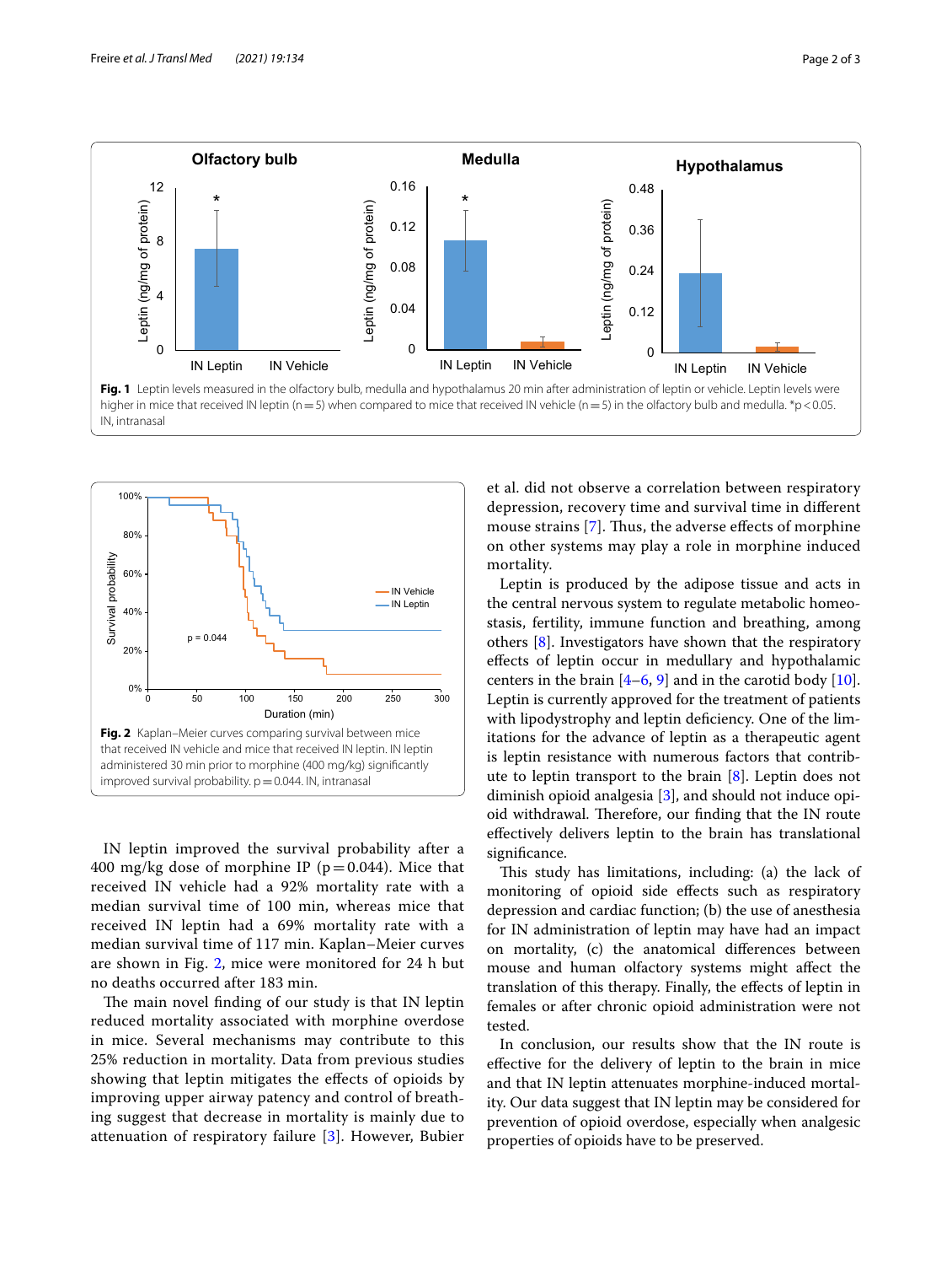Fig. 1 Leptin levels measured in the olfactory bulb, medulla and hypothalamus 20 min after administration of leptin or vehicle. Leptin levels were higher in mice that received IN leptin (n = 5) when compared to mice that received IN vehicle (n = 5) in the olfactory bulb and medulla. *p < 0.05. IN, intranasal

Fig. 2 Kaplan–Meier curves comparing survival between mice that received IN vehicle and mice that received IN leptin. IN leptin administered 30 min prior to morphine (400 mg/kg) significantly improved survival probability. p = 0.044. IN, intranasal

IN leptin improved the survival probability after a 400 mg/kg dose of morphine IP (p = 0.044). Mice that received IN vehicle had a 92% mortality rate with a median survival time of 100 min, whereas mice that received IN leptin had a 69% mortality rate with a median survival time of 117 min. Kaplan–Meier curves are shown in Fig. 2, mice were monitored for 24 h but no deaths occurred after 183 min.

The main novel finding of our study is that IN leptin reduced mortality associated with morphine overdose in mice. Several mechanisms may contribute to this 25% reduction in mortality. Data from previous studies showing that leptin mitigates the effects of opioids by improving upper airway patency and control of breathing suggest that decrease in mortality is mainly due to attenuation of respiratory failure [3]. However, Bubier et al. did not observe a correlation between respiratory depression, recovery time and survival time in different mouse strains [7]. Thus, the adverse effects of morphine on other systems may play a role in morphine induced mortality.

Leptin is produced by the adipose tissue and acts in the central nervous system to regulate metabolic homeostasis, fertility, immune function and breathing, among others [8]. Investigators have shown that the respiratory effects of leptin occur in medullary and hypothalamic centers in the brain [4–6, 9] and in the carotid body [10]. Leptin is currently approved for the treatment of patients with lipodystrophy and leptin deficiency. One of the limitations for the advance of leptin as a therapeutic agent is leptin resistance with numerous factors that contribute to leptin transport to the brain [8]. Leptin does not diminish opioid analgesia [3], and should not induce opioid withdrawal. Therefore, our finding that the IN route effectively delivers leptin to the brain has translational significance.

This study has limitations, including: (a) the lack of monitoring of opioid side effects such as respiratory depression and cardiac function; (b) the use of anesthesia for IN administration of leptin may have had an impact on mortality, (c) the anatomical differences between mouse and human olfactory systems might affect the translation of this therapy. Finally, the effects of leptin in females or after chronic opioid administration were not tested.

In conclusion, our results show that the IN route is effective for the delivery of leptin to the brain in mice and that IN leptin attenuates morphine-induced mortality. Our data suggest that IN leptin may be considered for prevention of opioid overdose, especially when analgesic properties of opioids have to be preserved.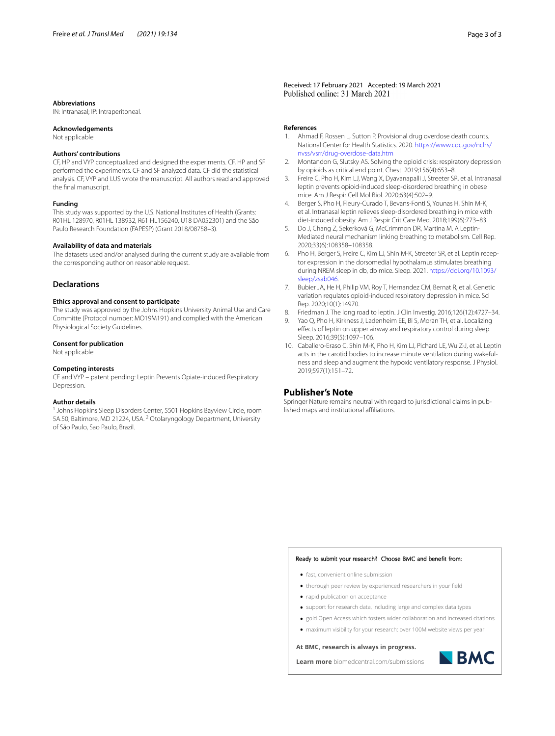### Abbreviations

IN: Intranasal; IP: Intraperitoneal.

### Acknowledgements

Not applicable

### Authors' contributions

CF, HP and VYP conceptualized and designed the experiments. CF, HP and SF performed the experiments. CF and SF analyzed data. CF did the statistical analysis. CF, VYP and LUS wrote the manuscript. All authors read and approved the final manuscript.

### Funding

This study was supported by the U.S. National Institutes of Health (Grants: R01HL 128970, R01HL 138932, R61 HL156240, U18 DA052301) and the São Paulo Research Foundation (FAPESP) (Grant 2018/08758–3).

### Availability of data and materials

The datasets used and/or analysed during the current study are available from the corresponding author on reasonable request.

## Declarations

### Ethics approval and consent to participate

The study was approved by the Johns Hopkins University Animal Use and Care Committe (Protocol number: MO19M191) and complied with the American Physiological Society Guidelines.

### Consent for publication

Not applicable

### Competing interests

CF and VYP – patent pending: Leptin Prevents Opiate-induced Respiratory Depression.

### Author details

[1] Johns Hopkins Sleep Disorders Center, 5501 Hopkins Bayview Circle, room 5A.50, Baltimore, MD 21224, USA. [2] Otolaryngology Department, University of São Paulo, Sao Paulo, Brazil.

Received: 17 February 2021 Accepted: 19 March 2021
Published online: 31 March 2021

### References

1. Ahmad F, Rossen L, Sutton P. Provisional drug overdose death counts. National Center for Health Statistics. 2020. https://www.cdc.gov/nchs/nvss/vsrr/drug-overdose-data.htm
2. Montandon G, Slutsky AS. Solving the opioid crisis: respiratory depression by opioids as critical end point. Chest. 2019;156(4):653–8.
3. Freire C, Pho H, Kim LJ, Wang X, Dyavanapalli J, Streeter SR, et al. Intranasal leptin prevents opioid-induced sleep-disordered breathing in obese mice. Am J Respir Cell Mol Biol. 2020;63(4):502–9.
4. Berger S, Pho H, Fleury-Curado T, Bevans-Fonti S, Younas H, Shin M-K, et al. Intranasal leptin relieves sleep-disordered breathing in mice with diet-induced obesity. Am J Respir Crit Care Med. 2018;199(6):773–83.
5. Do J, Chang Z, Sekerková G, McCrimmon DR, Martina M. A Leptin-Mediated neural mechanism linking breathing to metabolism. Cell Rep. 2020;33(6):108358–108358.
6. Pho H, Berger S, Freire C, Kim LJ, Shin M-K, Streeter SR, et al. Leptin receptor expression in the dorsomedial hypothalamus stimulates breathing during NREM sleep in db, db mice. Sleep. 2021. https://doi.org/10.1093/sleep/zsab046.
7. Bubier JA, He H, Philip VM, Roy T, Hernandez CM, Bernat R, et al. Genetic variation regulates opioid-induced respiratory depression in mice. Sci Rep. 2020;10(1):14970.
8. Friedman J. The long road to leptin. J Clin Investig. 2016;126(12):4727–34.
9. Yao Q, Pho H, Kirkness J, Ladenheim EE, Bi S, Moran TH, et al. Localizing effects of leptin on upper airway and respiratory control during sleep. Sleep. 2016;39(5):1097–106.
10. Caballero-Eraso C, Shin M-K, Pho H, Kim LJ, Pichard LE, Wu Z-J, et al. Leptin acts in the carotid bodies to increase minute ventilation during wakefulness and sleep and augment the hypoxic ventilatory response. J Physiol. 2019;597(1):151–72.

## Publisher's Note

Springer Nature remains neutral with regard to jurisdictional claims in published maps and institutional affiliations.

Ready to submit your research? Choose BMC and benefit from:

- fast, convenient online submission
- thorough peer review by experienced researchers in your field
- rapid publication on acceptance
- support for research data, including large and complex data types
- gold Open Access which fosters wider collaboration and increased citations
- maximum visibility for your research: over 100M website views per year

**At BMC, research is always in progress.**

**Learn more** biomedcentral.com/submissions

BMC